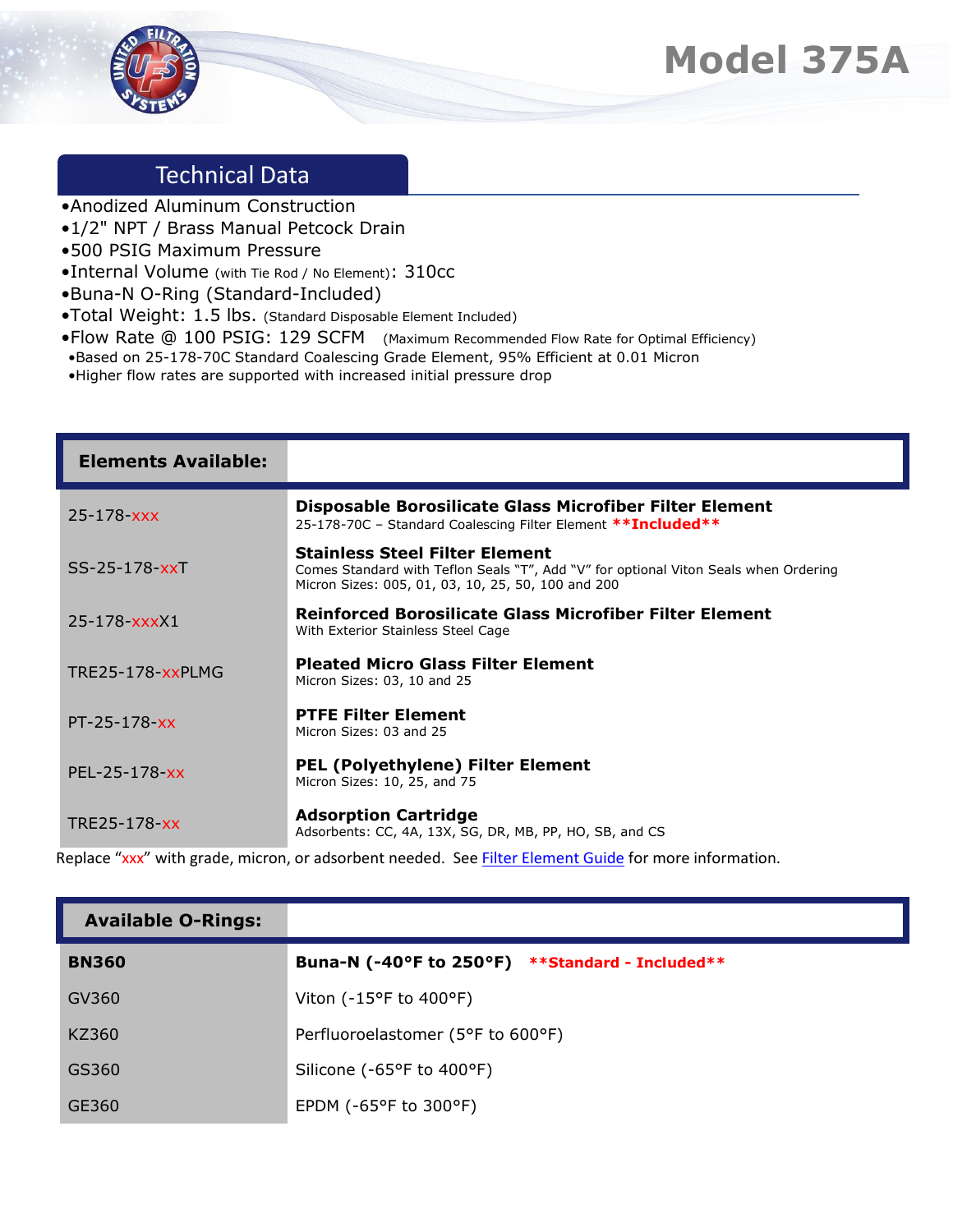# Model 375A

## Technical Data

- •Anodized Aluminum Construction
- •1/2" NPT / Brass Manual Petcock Drain
- •500 PSIG Maximum Pressure
- •Internal Volume (with Tie Rod / No Element): 310cc
- •Buna-N O-Ring (Standard-Included)
- •Total Weight: 1.5 lbs. (Standard Disposable Element Included)
- •Flow Rate @ 100 PSIG: 129 SCFM (Maximum Recommended Flow Rate for Optimal Efficiency)
  - •Based on 25-178-70C Standard Coalescing Grade Element, 95% Efficient at 0.01 Micron
  - •Higher flow rates are supported with increased initial pressure drop

| Elements Available: | |
|---|---|
| 25-178-xxx | **Disposable Borosilicate Glass Microfiber Filter Element**<br>25-178-70C – Standard Coalescing Filter Element **Included** |
| SS-25-178-xxT | **Stainless Steel Filter Element**<br>Comes Standard with Teflon Seals "T", Add "V" for optional Viton Seals when Ordering<br>Micron Sizes: 005, 01, 03, 10, 25, 50, 100 and 200 |
| 25-178-xxxX1 | **Reinforced Borosilicate Glass Microfiber Filter Element**<br>With Exterior Stainless Steel Cage |
| TRE25-178-xxPLMG | **Pleated Micro Glass Filter Element**<br>Micron Sizes: 03, 10 and 25 |
| PT-25-178-xx | **PTFE Filter Element**<br>Micron Sizes: 03 and 25 |
| PEL-25-178-xx | **PEL (Polyethylene) Filter Element**<br>Micron Sizes: 10, 25, and 75 |
| TRE25-178-xx | **Adsorption Cartridge**<br>Adsorbents: CC, 4A, 13X, SG, DR, MB, PP, HO, SB, and CS |

Replace "xxx" with grade, micron, or adsorbent needed. See Filter Element Guide for more information.

| Available O-Rings: | |
|---|---|
| **BN360** | **Buna-N (-40°F to 250°F)** **Standard - Included** |
| GV360 | Viton (-15°F to 400°F) |
| KZ360 | Perfluoroelastomer (5°F to 600°F) |
| GS360 | Silicone (-65°F to 400°F) |
| GE360 | EPDM (-65°F to 300°F) |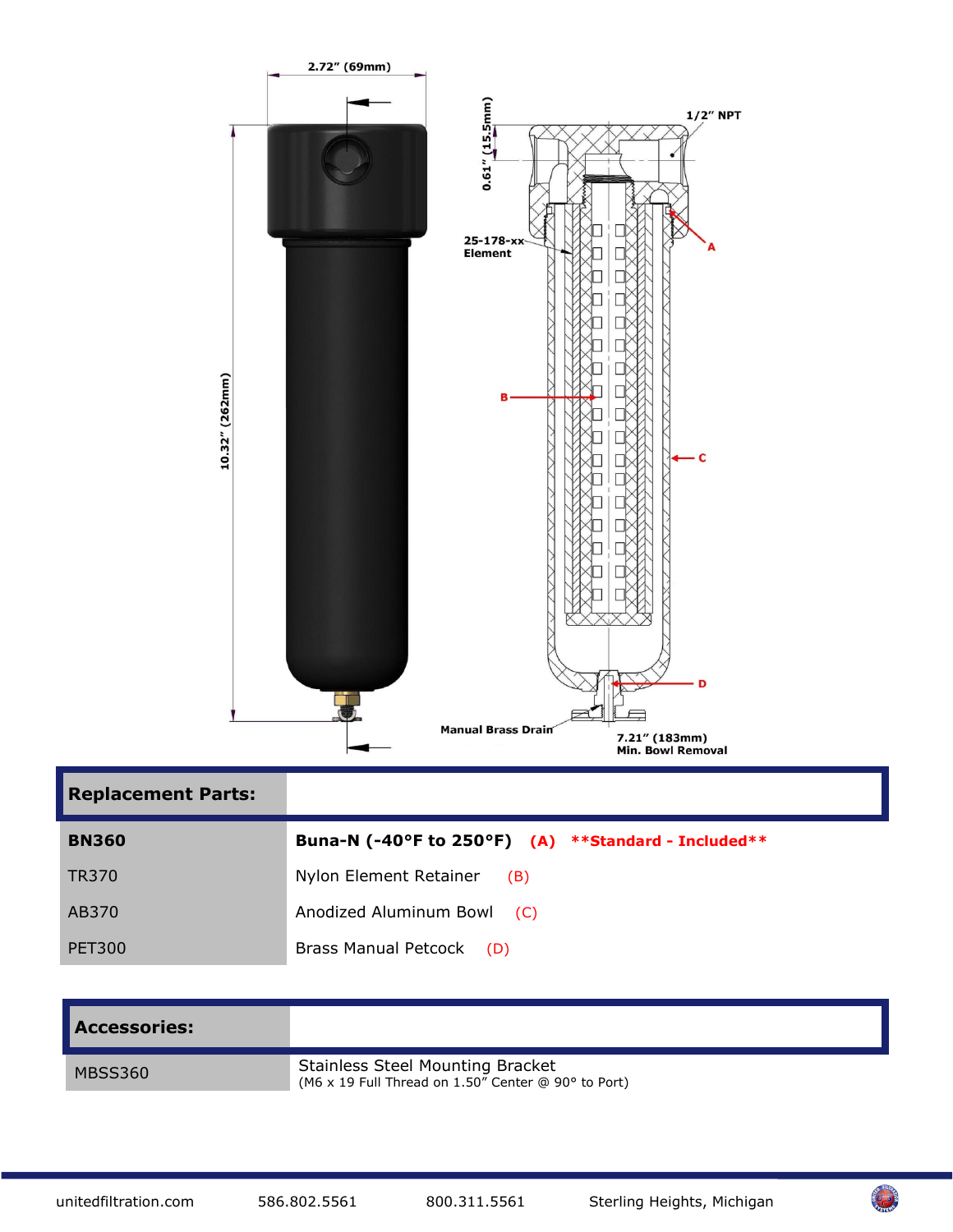2.72" (69mm)

10.32" (262mm)

0.61" (15.5mm)

1/2" NPT

25-178-xx Element

A

B

C

D

Manual Brass Drain

7.21" (183mm) Min. Bowl Removal

| Replacement Parts: | |
|---|---|
| **BN360** | **Buna-N (-40°F to 250°F) (A) \*\*Standard - Included\*\*** |
| TR370 | Nylon Element Retainer (B) |
| AB370 | Anodized Aluminum Bowl (C) |
| PET300 | Brass Manual Petcock (D) |

| Accessories: | |
|---|---|
| MBSS360 | Stainless Steel Mounting Bracket (M6 x 19 Full Thread on 1.50" Center @ 90° to Port) |

unitedfiltration.com 586.802.5561 800.311.5561 Sterling Heights, Michigan